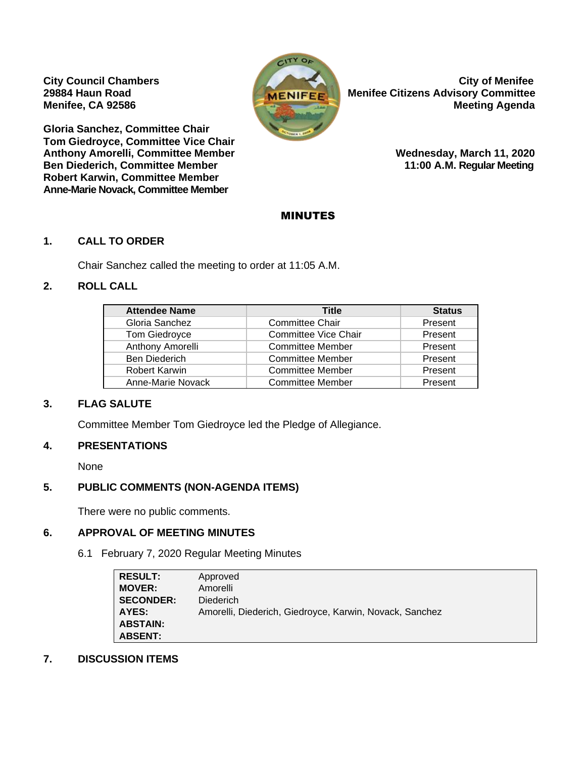**City Council Chambers**
**29884 Haun Road**
**Menifee, CA 92586**

**Gloria Sanchez, Committee Chair**
**Tom Giedroyce, Committee Vice Chair**
**Anthony Amorelli, Committee Member**
**Ben Diederich, Committee Member**
**Robert Karwin, Committee Member**
**Anne-Marie Novack, Committee Member**

**City of Menifee**
**Menifee Citizens Advisory Committee**
**Meeting Agenda**

**Wednesday, March 11, 2020**
**11:00 A.M. Regular Meeting**

# MINUTES

## 1. CALL TO ORDER

Chair Sanchez called the meeting to order at 11:05 A.M.

## 2. ROLL CALL

| Attendee Name | Title | Status |
|---|---|---|
| Gloria Sanchez | Committee Chair | Present |
| Tom Giedroyce | Committee Vice Chair | Present |
| Anthony Amorelli | Committee Member | Present |
| Ben Diederich | Committee Member | Present |
| Robert Karwin | Committee Member | Present |
| Anne-Marie Novack | Committee Member | Present |

## 3. FLAG SALUTE

Committee Member Tom Giedroyce led the Pledge of Allegiance.

## 4. PRESENTATIONS

None

## 5. PUBLIC COMMENTS (NON-AGENDA ITEMS)

There were no public comments.

## 6. APPROVAL OF MEETING MINUTES

6.1 February 7, 2020 Regular Meeting Minutes

| | |
|---|---|
| **RESULT:** | Approved |
| **MOVER:** | Amorelli |
| **SECONDER:** | Diederich |
| **AYES:** | Amorelli, Diederich, Giedroyce, Karwin, Novack, Sanchez |
| **ABSTAIN:** | |
| **ABSENT:** | |

## 7. DISCUSSION ITEMS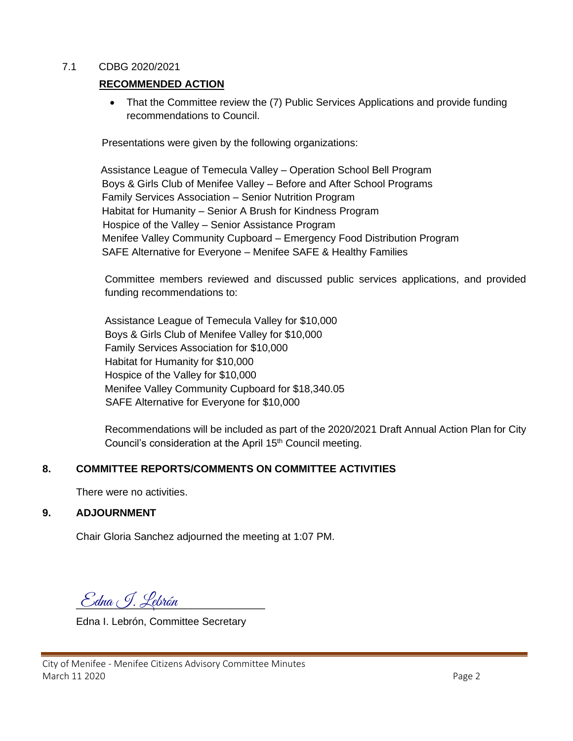7.1 CDBG 2020/2021

**RECOMMENDED ACTION**

- That the Committee review the (7) Public Services Applications and provide funding recommendations to Council.

Presentations were given by the following organizations:

Assistance League of Temecula Valley – Operation School Bell Program
Boys & Girls Club of Menifee Valley – Before and After School Programs
Family Services Association – Senior Nutrition Program
Habitat for Humanity – Senior A Brush for Kindness Program
Hospice of the Valley – Senior Assistance Program
Menifee Valley Community Cupboard – Emergency Food Distribution Program
SAFE Alternative for Everyone – Menifee SAFE & Healthy Families

Committee members reviewed and discussed public services applications, and provided funding recommendations to:

Assistance League of Temecula Valley for $10,000
Boys & Girls Club of Menifee Valley for $10,000
Family Services Association for $10,000
Habitat for Humanity for $10,000
Hospice of the Valley for $10,000
Menifee Valley Community Cupboard for $18,340.05
SAFE Alternative for Everyone for $10,000

Recommendations will be included as part of the 2020/2021 Draft Annual Action Plan for City Council's consideration at the April 15th Council meeting.

## 8. COMMITTEE REPORTS/COMMENTS ON COMMITTEE ACTIVITIES

There were no activities.

## 9. ADJOURNMENT

Chair Gloria Sanchez adjourned the meeting at 1:07 PM.

*Edna I. Lebrón*

Edna I. Lebrón, Committee Secretary